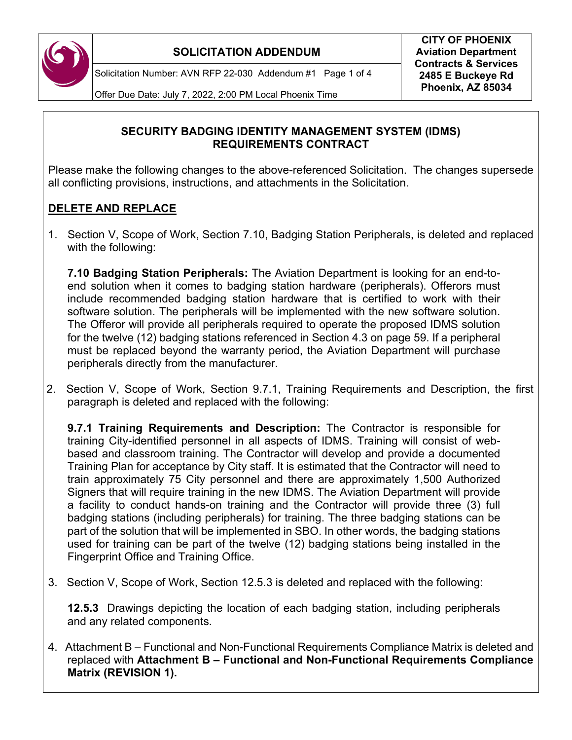# SOLICITATION ADDENDUM

Solicitation Number: AVN RFP 22-030 Addendum #1

Offer Due Date: July 7, 2022, 2:00 PM Local Phoenix Time

**CITY OF PHOENIX**
**Aviation Department**
**Contracts & Services**
**2485 E Buckeye Rd**
**Phoenix, AZ 85034**

## SECURITY BADGING IDENTITY MANAGEMENT SYSTEM (IDMS) REQUIREMENTS CONTRACT

Please make the following changes to the above-referenced Solicitation. The changes supersede all conflicting provisions, instructions, and attachments in the Solicitation.

### DELETE AND REPLACE

1. Section V, Scope of Work, Section 7.10, Badging Station Peripherals, is deleted and replaced with the following:

   **7.10 Badging Station Peripherals:** The Aviation Department is looking for an end-to-end solution when it comes to badging station hardware (peripherals). Offerors must include recommended badging station hardware that is certified to work with their software solution. The peripherals will be implemented with the new software solution. The Offeror will provide all peripherals required to operate the proposed IDMS solution for the twelve (12) badging stations referenced in Section 4.3 on page 59. If a peripheral must be replaced beyond the warranty period, the Aviation Department will purchase peripherals directly from the manufacturer.

2. Section V, Scope of Work, Section 9.7.1, Training Requirements and Description, the first paragraph is deleted and replaced with the following:

   **9.7.1 Training Requirements and Description:** The Contractor is responsible for training City-identified personnel in all aspects of IDMS. Training will consist of web-based and classroom training. The Contractor will develop and provide a documented Training Plan for acceptance by City staff. It is estimated that the Contractor will need to train approximately 75 City personnel and there are approximately 1,500 Authorized Signers that will require training in the new IDMS. The Aviation Department will provide a facility to conduct hands-on training and the Contractor will provide three (3) full badging stations (including peripherals) for training. The three badging stations can be part of the solution that will be implemented in SBO. In other words, the badging stations used for training can be part of the twelve (12) badging stations being installed in the Fingerprint Office and Training Office.

3. Section V, Scope of Work, Section 12.5.3 is deleted and replaced with the following:

   **12.5.3** Drawings depicting the location of each badging station, including peripherals and any related components.

4. Attachment B – Functional and Non-Functional Requirements Compliance Matrix is deleted and replaced with **Attachment B – Functional and Non-Functional Requirements Compliance Matrix (REVISION 1).**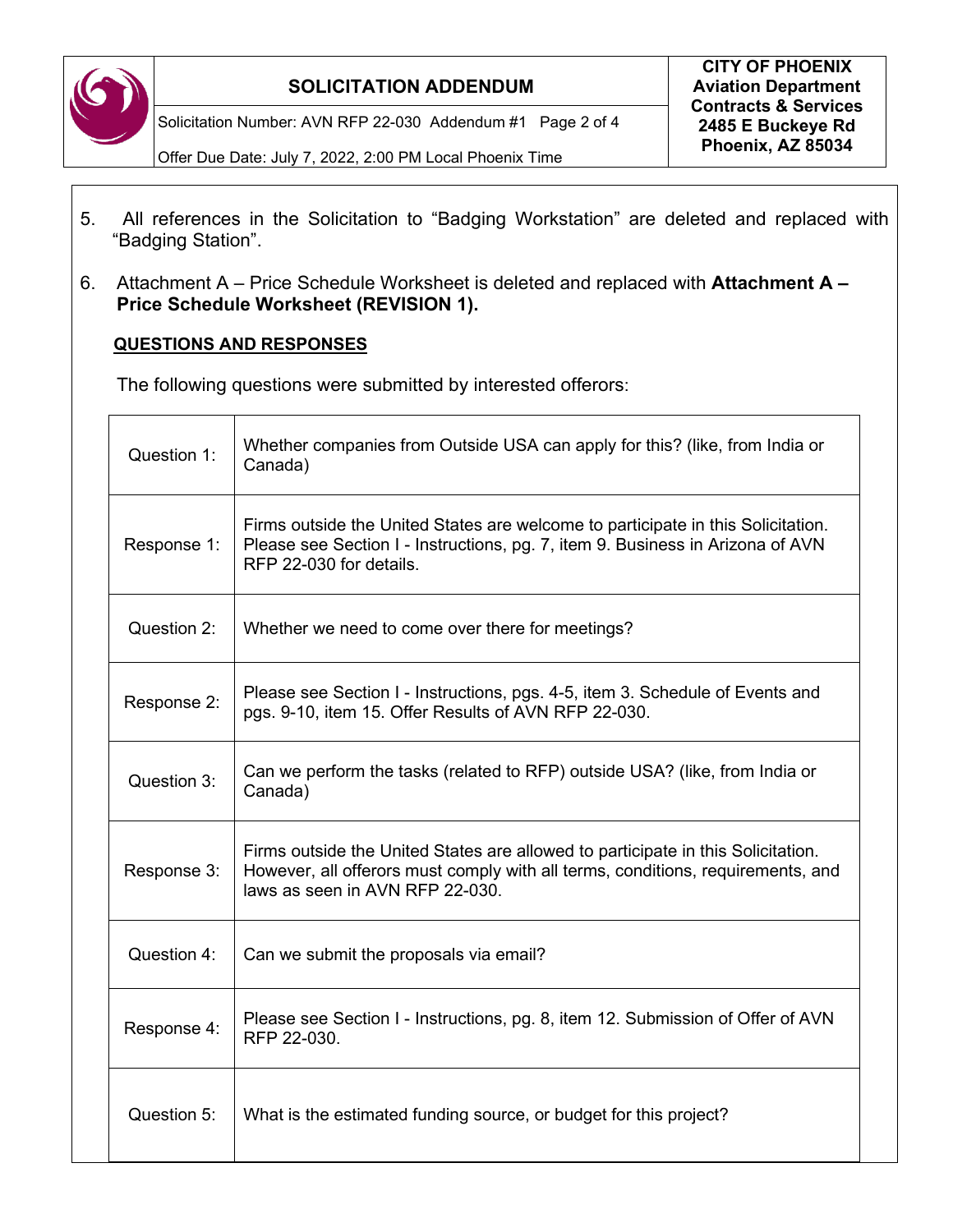5. All references in the Solicitation to “Badging Workstation” are deleted and replaced with “Badging Station”.

6. Attachment A – Price Schedule Worksheet is deleted and replaced with **Attachment A – Price Schedule Worksheet (REVISION 1).**

**QUESTIONS AND RESPONSES**

The following questions were submitted by interested offerors:

| | |
|---|---|
| Question 1: | Whether companies from Outside USA can apply for this? (like, from India or Canada) |
| Response 1: | Firms outside the United States are welcome to participate in this Solicitation. Please see Section I - Instructions, pg. 7, item 9. Business in Arizona of AVN RFP 22-030 for details. |
| Question 2: | Whether we need to come over there for meetings? |
| Response 2: | Please see Section I - Instructions, pgs. 4-5, item 3. Schedule of Events and pgs. 9-10, item 15. Offer Results of AVN RFP 22-030. |
| Question 3: | Can we perform the tasks (related to RFP) outside USA? (like, from India or Canada) |
| Response 3: | Firms outside the United States are allowed to participate in this Solicitation. However, all offerors must comply with all terms, conditions, requirements, and laws as seen in AVN RFP 22-030. |
| Question 4: | Can we submit the proposals via email? |
| Response 4: | Please see Section I - Instructions, pg. 8, item 12. Submission of Offer of AVN RFP 22-030. |
| Question 5: | What is the estimated funding source, or budget for this project? |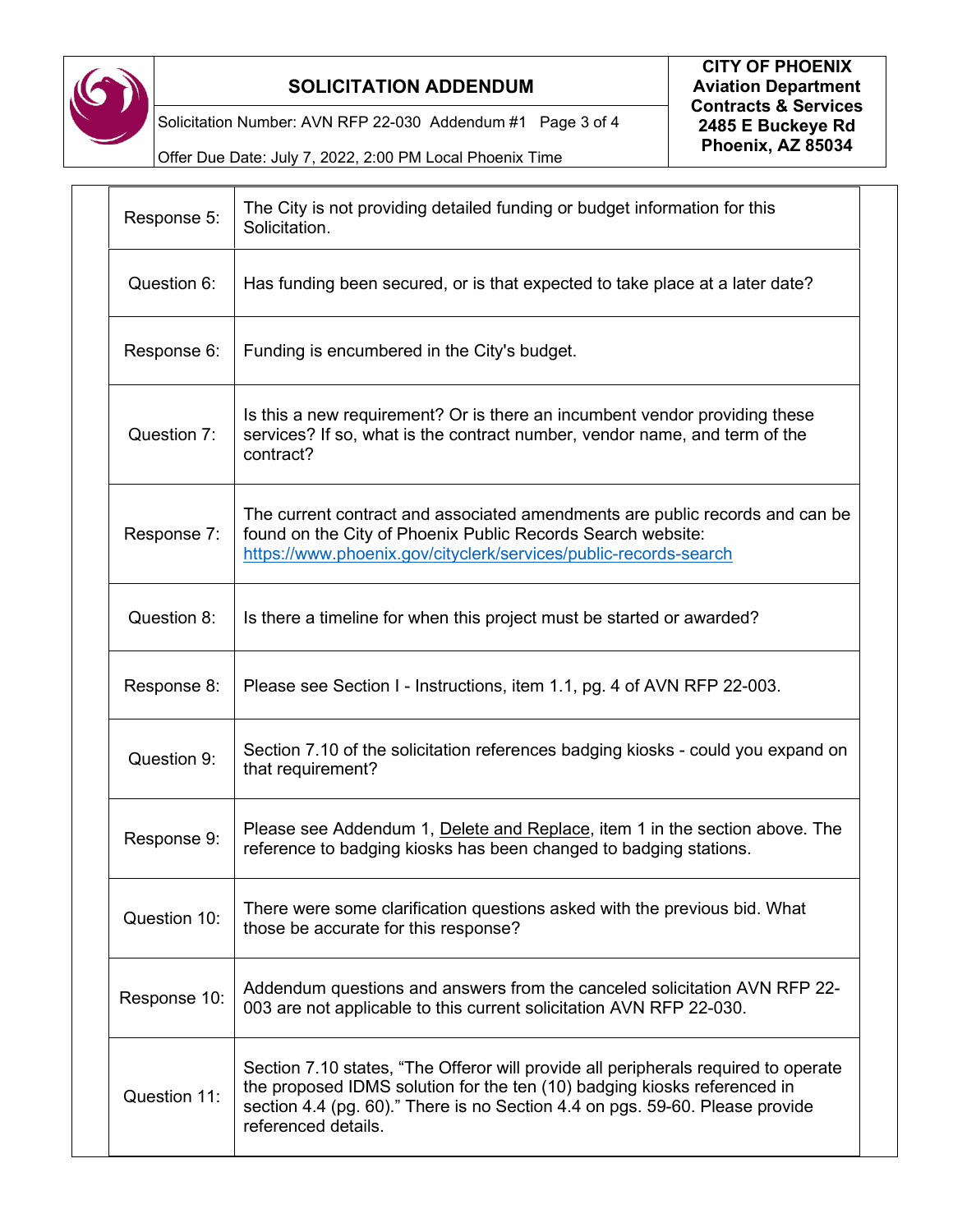| | |
|---|---|
| Response 5: | The City is not providing detailed funding or budget information for this Solicitation. |
| Question 6: | Has funding been secured, or is that expected to take place at a later date? |
| Response 6: | Funding is encumbered in the City's budget. |
| Question 7: | Is this a new requirement? Or is there an incumbent vendor providing these services? If so, what is the contract number, vendor name, and term of the contract? |
| Response 7: | The current contract and associated amendments are public records and can be found on the City of Phoenix Public Records Search website: https://www.phoenix.gov/cityclerk/services/public-records-search |
| Question 8: | Is there a timeline for when this project must be started or awarded? |
| Response 8: | Please see Section I - Instructions, item 1.1, pg. 4 of AVN RFP 22-003. |
| Question 9: | Section 7.10 of the solicitation references badging kiosks - could you expand on that requirement? |
| Response 9: | Please see Addendum 1, Delete and Replace, item 1 in the section above. The reference to badging kiosks has been changed to badging stations. |
| Question 10: | There were some clarification questions asked with the previous bid. What those be accurate for this response? |
| Response 10: | Addendum questions and answers from the canceled solicitation AVN RFP 22-003 are not applicable to this current solicitation AVN RFP 22-030. |
| Question 11: | Section 7.10 states, "The Offeror will provide all peripherals required to operate the proposed IDMS solution for the ten (10) badging kiosks referenced in section 4.4 (pg. 60)." There is no Section 4.4 on pgs. 59-60. Please provide referenced details. |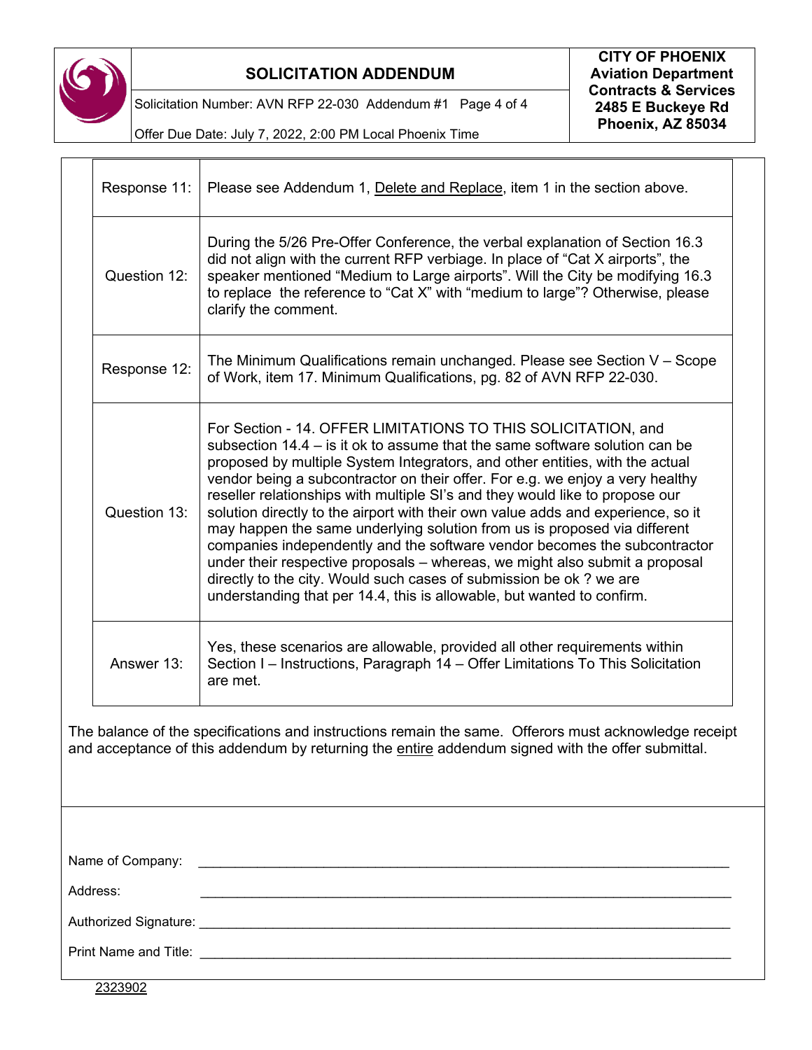| | |
|---|---|
| Response 11: | Please see Addendum 1, Delete and Replace, item 1 in the section above. |
| Question 12: | During the 5/26 Pre-Offer Conference, the verbal explanation of Section 16.3 did not align with the current RFP verbiage. In place of "Cat X airports", the speaker mentioned "Medium to Large airports". Will the City be modifying 16.3 to replace the reference to "Cat X" with "medium to large"? Otherwise, please clarify the comment. |
| Response 12: | The Minimum Qualifications remain unchanged. Please see Section V – Scope of Work, item 17. Minimum Qualifications, pg. 82 of AVN RFP 22-030. |
| Question 13: | For Section - 14. OFFER LIMITATIONS TO THIS SOLICITATION, and subsection 14.4 – is it ok to assume that the same software solution can be proposed by multiple System Integrators, and other entities, with the actual vendor being a subcontractor on their offer. For e.g. we enjoy a very healthy reseller relationships with multiple SI's and they would like to propose our solution directly to the airport with their own value adds and experience, so it may happen the same underlying solution from us is proposed via different companies independently and the software vendor becomes the subcontractor under their respective proposals – whereas, we might also submit a proposal directly to the city. Would such cases of submission be ok ? we are understanding that per 14.4, this is allowable, but wanted to confirm. |
| Answer 13: | Yes, these scenarios are allowable, provided all other requirements within Section I – Instructions, Paragraph 14 – Offer Limitations To This Solicitation are met. |

The balance of the specifications and instructions remain the same. Offerors must acknowledge receipt and acceptance of this addendum by returning the entire addendum signed with the offer submittal.

Name of Company: \_\_\_\_\_\_\_\_\_\_\_\_\_\_\_\_\_\_\_\_\_\_\_\_\_\_\_\_\_\_\_\_\_\_\_\_\_\_\_\_

Address: \_\_\_\_\_\_\_\_\_\_\_\_\_\_\_\_\_\_\_\_\_\_\_\_\_\_\_\_\_\_\_\_\_\_\_\_\_\_\_\_

Authorized Signature: \_\_\_\_\_\_\_\_\_\_\_\_\_\_\_\_\_\_\_\_\_\_\_\_\_\_\_\_\_\_\_\_\_\_\_\_\_\_\_\_

Print Name and Title: \_\_\_\_\_\_\_\_\_\_\_\_\_\_\_\_\_\_\_\_\_\_\_\_\_\_\_\_\_\_\_\_\_\_\_\_\_\_\_\_

2323902